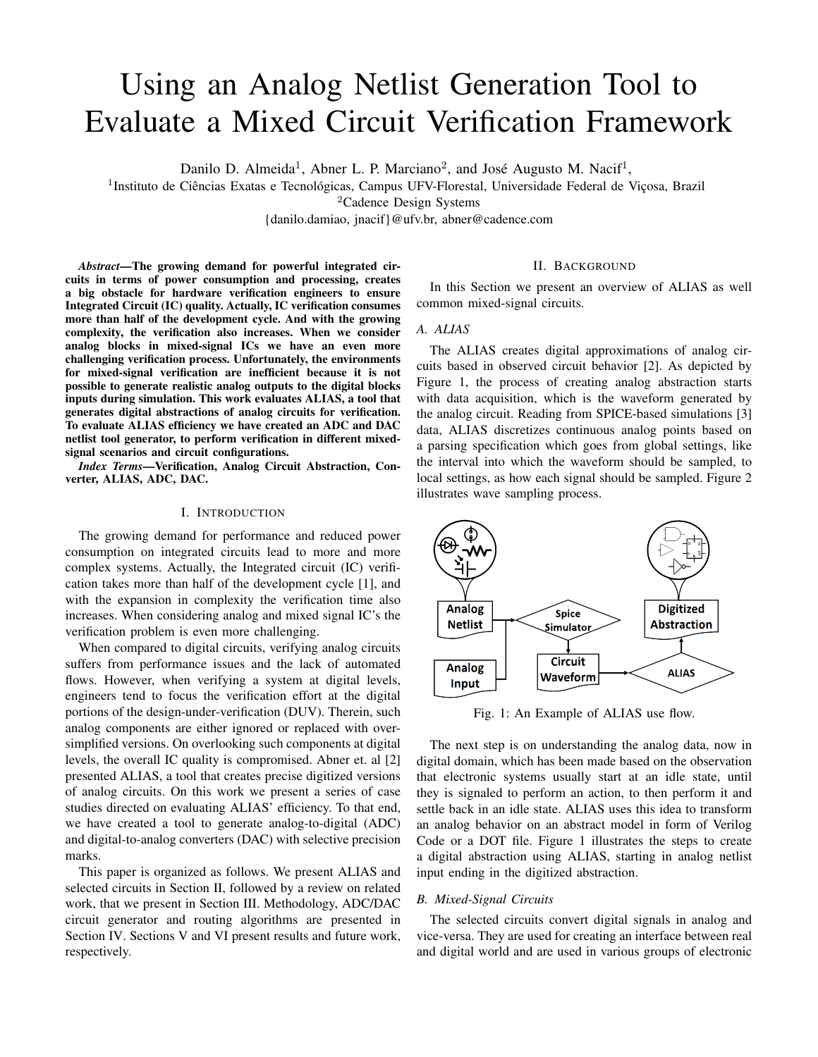# Using an Analog Netlist Generation Tool to Evaluate a Mixed Circuit Verification Framework

Danilo D. Almeida[1], Abner L. P. Marciano[2], and José Augusto M. Nacif[1],

[1]Instituto de Ciências Exatas e Tecnológicas, Campus UFV-Florestal, Universidade Federal de Viçosa, Brazil

[2]Cadence Design Systems

{danilo.damiao, jnacif}@ufv.br, abner@cadence.com

***Abstract*—The growing demand for powerful integrated circuits in terms of power consumption and processing, creates a big obstacle for hardware verification engineers to ensure Integrated Circuit (IC) quality. Actually, IC verification consumes more than half of the development cycle. And with the growing complexity, the verification also increases. When we consider analog blocks in mixed-signal ICs we have an even more challenging verification process. Unfortunately, the environments for mixed-signal verification are inefficient because it is not possible to generate realistic analog outputs to the digital blocks inputs during simulation. This work evaluates ALIAS, a tool that generates digital abstractions of analog circuits for verification. To evaluate ALIAS efficiency we have created an ADC and DAC netlist tool generator, to perform verification in different mixed-signal scenarios and circuit configurations.**

***Index Terms*—Verification, Analog Circuit Abstraction, Converter, ALIAS, ADC, DAC.**

## I. Introduction

The growing demand for performance and reduced power consumption on integrated circuits lead to more and more complex systems. Actually, the Integrated circuit (IC) verification takes more than half of the development cycle [1], and with the expansion in complexity the verification time also increases. When considering analog and mixed signal IC's the verification problem is even more challenging.

When compared to digital circuits, verifying analog circuits suffers from performance issues and the lack of automated flows. However, when verifying a system at digital levels, engineers tend to focus the verification effort at the digital portions of the design-under-verification (DUV). Therein, such analog components are either ignored or replaced with over-simplified versions. On overlooking such components at digital levels, the overall IC quality is compromised. Abner et. al [2] presented ALIAS, a tool that creates precise digitized versions of analog circuits. On this work we present a series of case studies directed on evaluating ALIAS' efficiency. To that end, we have created a tool to generate analog-to-digital (ADC) and digital-to-analog converters (DAC) with selective precision marks.

This paper is organized as follows. We present ALIAS and selected circuits in Section II, followed by a review on related work, that we present in Section III. Methodology, ADC/DAC circuit generator and routing algorithms are presented in Section IV. Sections V and VI present results and future work, respectively.

## II. Background

In this Section we present an overview of ALIAS as well common mixed-signal circuits.

### A. ALIAS

The ALIAS creates digital approximations of analog circuits based in observed circuit behavior [2]. As depicted by Figure 1, the process of creating analog abstraction starts with data acquisition, which is the waveform generated by the analog circuit. Reading from SPICE-based simulations [3] data, ALIAS discretizes continuous analog points based on a parsing specification which goes from global settings, like the interval into which the waveform should be sampled, to local settings, as how each signal should be sampled. Figure 2 illustrates wave sampling process.

Fig. 1: An Example of ALIAS use flow.

The next step is on understanding the analog data, now in digital domain, which has been made based on the observation that electronic systems usually start at an idle state, until they is signaled to perform an action, to then perform it and settle back in an idle state. ALIAS uses this idea to transform an analog behavior on an abstract model in form of Verilog Code or a DOT file. Figure 1 illustrates the steps to create a digital abstraction using ALIAS, starting in analog netlist input ending in the digitized abstraction.

### B. Mixed-Signal Circuits

The selected circuits convert digital signals in analog and vice-versa. They are used for creating an interface between real and digital world and are used in various groups of electronic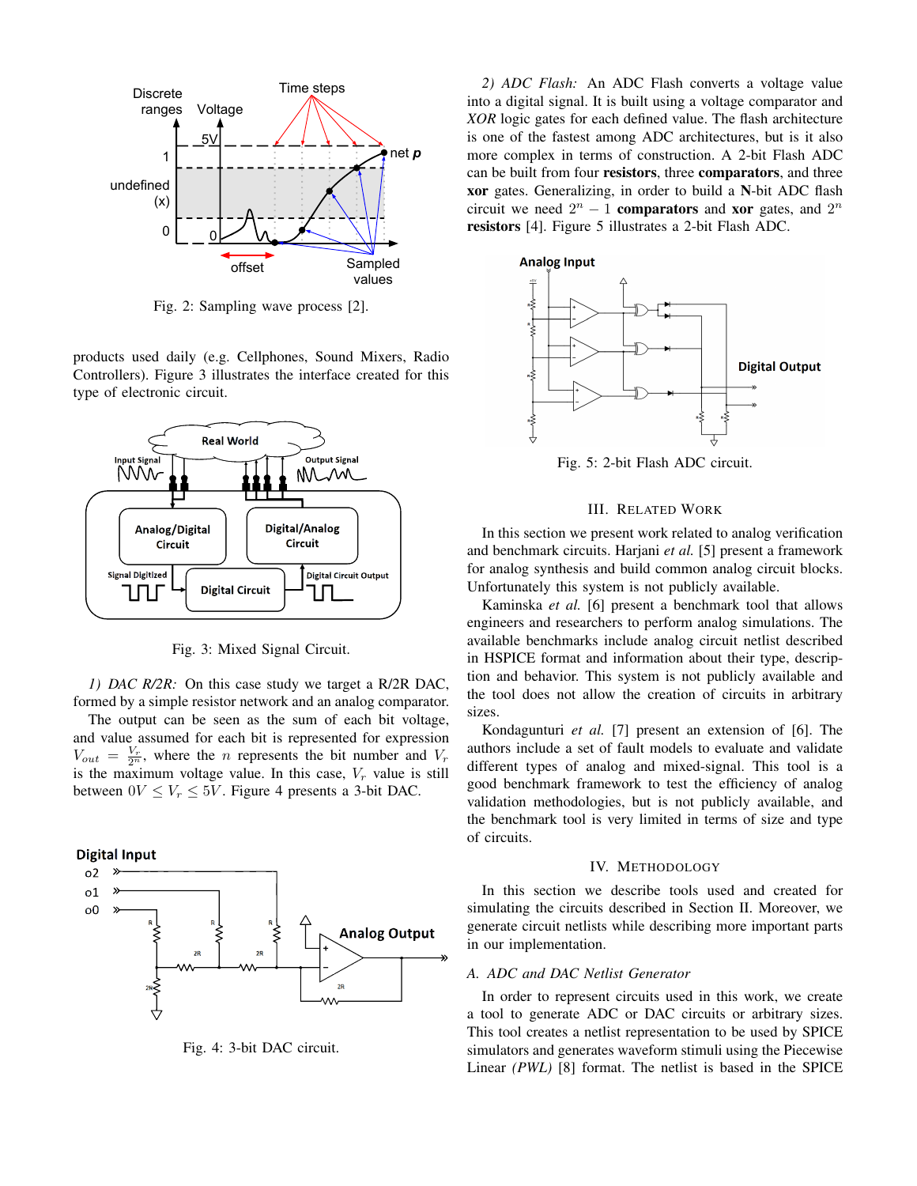Fig. 2: Sampling wave process [2].

products used daily (e.g. Cellphones, Sound Mixers, Radio Controllers). Figure 3 illustrates the interface created for this type of electronic circuit.

Fig. 3: Mixed Signal Circuit.

*1) DAC R/2R:* On this case study we target a R/2R DAC, formed by a simple resistor network and an analog comparator.

The output can be seen as the sum of each bit voltage, and value assumed for each bit is represented for expression $V_{out} = \frac{V_r}{2^n}$, where the $n$ represents the bit number and $V_r$ is the maximum voltage value. In this case, $V_r$ value is still between $0V \leq V_r \leq 5V$. Figure 4 presents a 3-bit DAC.

Fig. 4: 3-bit DAC circuit.

*2) ADC Flash:* An ADC Flash converts a voltage value into a digital signal. It is built using a voltage comparator and *XOR* logic gates for each defined value. The flash architecture is one of the fastest among ADC architectures, but is it also more complex in terms of construction. A 2-bit Flash ADC can be built from four **resistors**, three **comparators**, and three **xor** gates. Generalizing, in order to build a **N**-bit ADC flash circuit we need $2^n - 1$ **comparators** and **xor** gates, and $2^n$ **resistors** [4]. Figure 5 illustrates a 2-bit Flash ADC.

Fig. 5: 2-bit Flash ADC circuit.

## III. Related Work

In this section we present work related to analog verification and benchmark circuits. Harjani *et al.* [5] present a framework for analog synthesis and build common analog circuit blocks. Unfortunately this system is not publicly available.

Kaminska *et al.* [6] present a benchmark tool that allows engineers and researchers to perform analog simulations. The available benchmarks include analog circuit netlist described in HSPICE format and information about their type, description and behavior. This system is not publicly available and the tool does not allow the creation of circuits in arbitrary sizes.

Kondagunturi *et al.* [7] present an extension of [6]. The authors include a set of fault models to evaluate and validate different types of analog and mixed-signal. This tool is a good benchmark framework to test the efficiency of analog validation methodologies, but is not publicly available, and the benchmark tool is very limited in terms of size and type of circuits.

## IV. Methodology

In this section we describe tools used and created for simulating the circuits described in Section II. Moreover, we generate circuit netlists while describing more important parts in our implementation.

### A. ADC and DAC Netlist Generator

In order to represent circuits used in this work, we create a tool to generate ADC or DAC circuits or arbitrary sizes. This tool creates a netlist representation to be used by SPICE simulators and generates waveform stimuli using the Piecewise Linear *(PWL)* [8] format. The netlist is based in the SPICE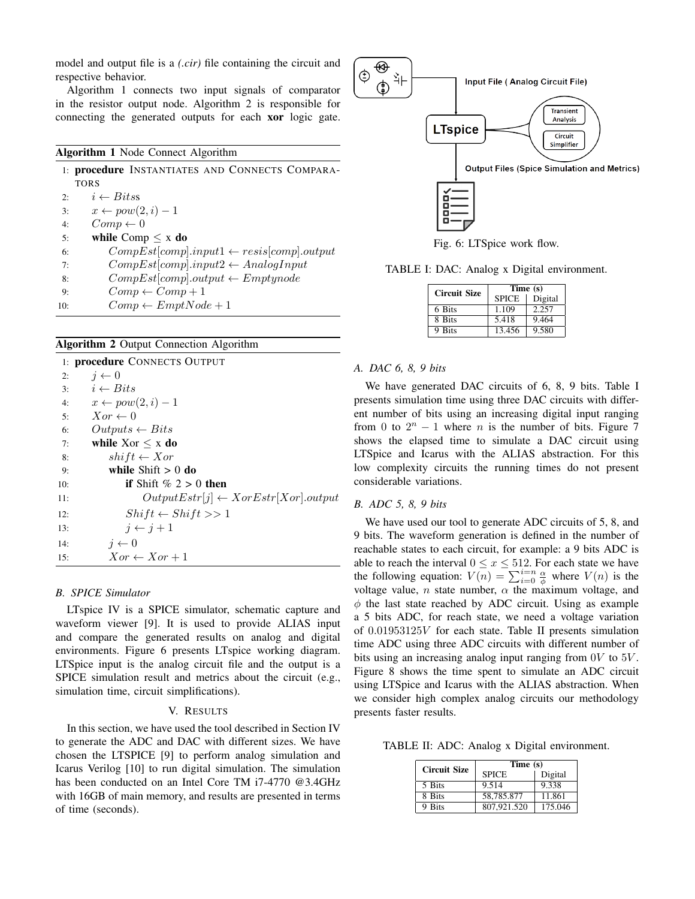model and output file is a *(.cir)* file containing the circuit and respective behavior.

Algorithm 1 connects two input signals of comparator in the resistor output node. Algorithm 2 is responsible for connecting the generated outputs for each **xor** logic gate.

**Algorithm 1** Node Connect Algorithm

```
1: procedure INSTANTIATES AND CONNECTS COMPARATORS
2:     i ← Bitss
3:     x ← pow(2, i) − 1
4:     Comp ← 0
5:     while Comp ≤ x do
6:         CompEst[comp].input1 ← resis[comp].output
7:         CompEst[comp].input2 ← AnalogInput
8:         CompEst[comp].output ← Emptynode
9:         Comp ← Comp + 1
10:        Comp ← EmptNode + 1
```

**Algorithm 2** Output Connection Algorithm

```
1: procedure CONNECTS OUTPUT
2:     j ← 0
3:     i ← Bits
4:     x ← pow(2, i) − 1
5:     Xor ← 0
6:     Outputs ← Bits
7:     while Xor ≤ x do
8:         shift ← Xor
9:         while Shift > 0 do
10:            if Shift % 2 > 0 then
11:                OutputEstr[j] ← XorEstr[Xor].output
12:            Shift ← Shift >> 1
13:            j ← j + 1
14:        j ← 0
15:        Xor ← Xor + 1
```

### B. SPICE Simulator

LTspice IV is a SPICE simulator, schematic capture and waveform viewer [9]. It is used to provide ALIAS input and compare the generated results on analog and digital environments. Figure 6 presents LTspice working diagram. LTSpice input is the analog circuit file and the output is a SPICE simulation result and metrics about the circuit (e.g., simulation time, circuit simplifications).

## V. RESULTS

In this section, we have used the tool described in Section IV to generate the ADC and DAC with different sizes. We have chosen the LTSPICE [9] to perform analog simulation and Icarus Verilog [10] to run digital simulation. The simulation has been conducted on an Intel Core TM i7-4770 @3.4GHz with 16GB of main memory, and results are presented in terms of time (seconds).

Fig. 6: LTSpice work flow.

TABLE I: DAC: Analog x Digital environment.

| Circuit Size | Time (s) | |
|---|---|---|
| | SPICE | Digital |
| 6 Bits | 1.109 | 2.257 |
| 8 Bits | 5.418 | 9.464 |
| 9 Bits | 13.456 | 9.580 |

### A. DAC 6, 8, 9 bits

We have generated DAC circuits of 6, 8, 9 bits. Table I presents simulation time using three DAC circuits with different number of bits using an increasing digital input ranging from 0 to $2^n - 1$ where $n$ is the number of bits. Figure 7 shows the elapsed time to simulate a DAC circuit using LTSpice and Icarus with the ALIAS abstraction. For this low complexity circuits the running times do not present considerable variations.

### B. ADC 5, 8, 9 bits

We have used our tool to generate ADC circuits of 5, 8, and 9 bits. The waveform generation is defined in the number of reachable states to each circuit, for example: a 9 bits ADC is able to reach the interval $0 \leq x \leq 512$. For each state we have the following equation: $V(n) = \sum_{i=0}^{i=n} \frac{\alpha}{\phi}$ where $V(n)$ is the voltage value, $n$ state number, $\alpha$ the maximum voltage, and $\phi$ the last state reached by ADC circuit. Using as example a 5 bits ADC, for reach state, we need a voltage variation of $0.01953125V$ for each state. Table II presents simulation time ADC using three ADC circuits with different number of bits using an increasing analog input ranging from $0V$ to $5V$. Figure 8 shows the time spent to simulate an ADC circuit using LTSpice and Icarus with the ALIAS abstraction. When we consider high complex analog circuits our methodology presents faster results.

TABLE II: ADC: Analog x Digital environment.

| Circuit Size | Time (s) | |
|---|---|---|
| | SPICE | Digital |
| 5 Bits | 9.514 | 9.338 |
| 8 Bits | 58,785.877 | 11.861 |
| 9 Bits | 807,921.520 | 175.046 |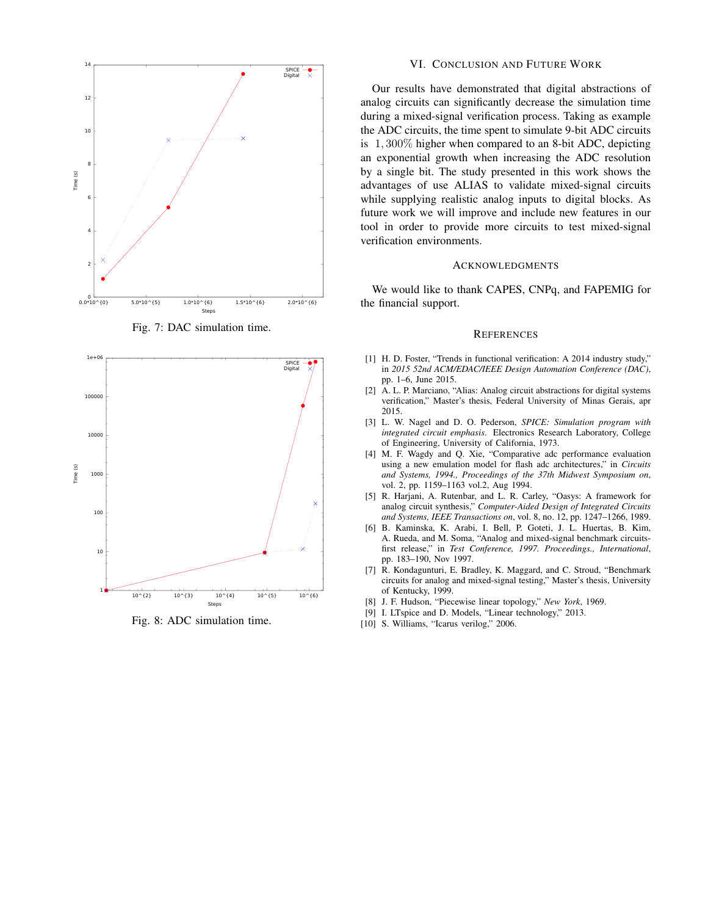14

12

10

8

6

4

2

0

0.0*10^{0} 5.0*10^{5} 1.0*10^{6} 1.5*10^{6} 2.0*10^{6}

Steps

Time (s)

SPICE

Digital

Fig. 7: DAC simulation time.

1e+06

100000

10000

1000

100

10

1

10^{2} 10^{3} 10^{4} 10^{5} 10^{6}

Steps

Time (s)

SPICE

Digital

Fig. 8: ADC simulation time.

## VI. Conclusion and Future Work

Our results have demonstrated that digital abstractions of analog circuits can significantly decrease the simulation time during a mixed-signal verification process. Taking as example the ADC circuits, the time spent to simulate 9-bit ADC circuits is $1,300\%$ higher when compared to an 8-bit ADC, depicting an exponential growth when increasing the ADC resolution by a single bit. The study presented in this work shows the advantages of use ALIAS to validate mixed-signal circuits while supplying realistic analog inputs to digital blocks. As future work we will improve and include new features in our tool in order to provide more circuits to test mixed-signal verification environments.

## Acknowledgments

We would like to thank CAPES, CNPq, and FAPEMIG for the financial support.

## References

[1] H. D. Foster, "Trends in functional verification: A 2014 industry study," in *2015 52nd ACM/EDAC/IEEE Design Automation Conference (DAC)*, pp. 1–6, June 2015.

[2] A. L. P. Marciano, "Alias: Analog circuit abstractions for digital systems verification," Master's thesis, Federal University of Minas Gerais, apr 2015.

[3] L. W. Nagel and D. O. Pederson, *SPICE: Simulation program with integrated circuit emphasis*. Electronics Research Laboratory, College of Engineering, University of California, 1973.

[4] M. F. Wagdy and Q. Xie, "Comparative adc performance evaluation using a new emulation model for flash adc architectures," in *Circuits and Systems, 1994., Proceedings of the 37th Midwest Symposium on*, vol. 2, pp. 1159–1163 vol.2, Aug 1994.

[5] R. Harjani, A. Rutenbar, and L. R. Carley, "Oasys: A framework for analog circuit synthesis," *Computer-Aided Design of Integrated Circuits and Systems, IEEE Transactions on*, vol. 8, no. 12, pp. 1247–1266, 1989.

[6] B. Kaminska, K. Arabi, I. Bell, P. Goteti, J. L. Huertas, B. Kim, A. Rueda, and M. Soma, "Analog and mixed-signal benchmark circuits-first release," in *Test Conference, 1997. Proceedings., International*, pp. 183–190, Nov 1997.

[7] R. Kondagunturi, E. Bradley, K. Maggard, and C. Stroud, "Benchmark circuits for analog and mixed-signal testing," Master's thesis, University of Kentucky, 1999.

[8] J. F. Hudson, "Piecewise linear topology," *New York*, 1969.

[9] I. LTspice and D. Models, "Linear technology," 2013.

[10] S. Williams, "Icarus verilog," 2006.